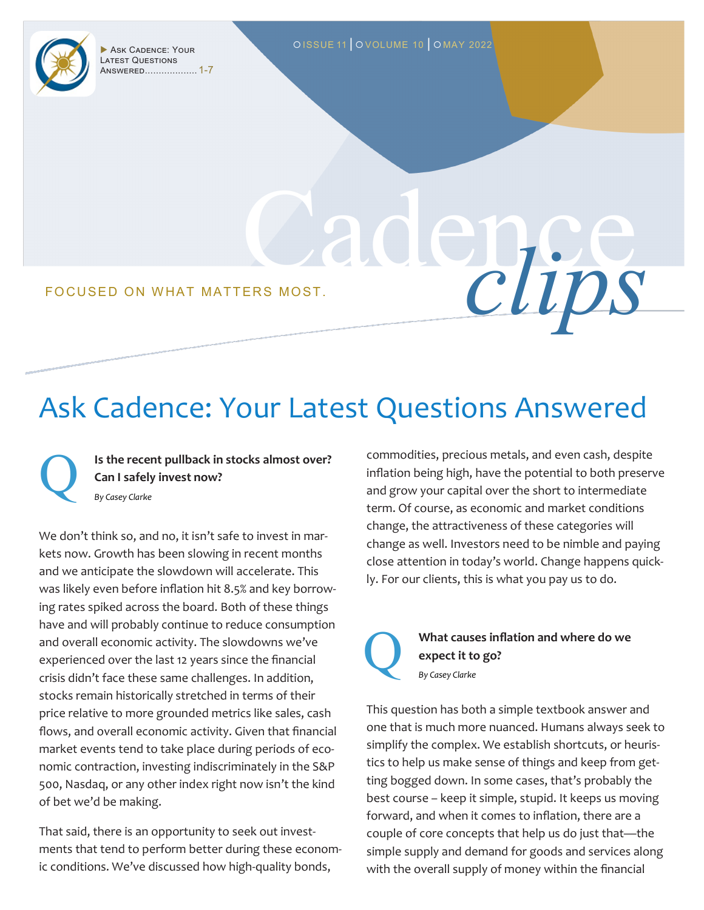▶ Ask Cadence: Your Latest Questions Answered.................. 1-7

Issue 11 | Volume 10 | May 2022

# Cadence clips

FOCUSED ON WHAT MATTERS MOST.

# Ask Cadence: Your Latest Questions Answered

**Q Is the recent pullback in stocks almost over? Can I safely invest now?**

*By Casey Clarke*

We don't think so, and no, it isn't safe to invest in markets now. Growth has been slowing in recent months and we anticipate the slowdown will accelerate. This was likely even before inflation hit 8.5% and key borrowing rates spiked across the board. Both of these things have and will probably continue to reduce consumption and overall economic activity. The slowdowns we've experienced over the last 12 years since the financial crisis didn't face these same challenges. In addition, stocks remain historically stretched in terms of their price relative to more grounded metrics like sales, cash flows, and overall economic activity. Given that financial market events tend to take place during periods of economic contraction, investing indiscriminately in the S&P 500, Nasdaq, or any other index right now isn't the kind of bet we'd be making.

That said, there is an opportunity to seek out investments that tend to perform better during these economic conditions. We've discussed how high-quality bonds, commodities, precious metals, and even cash, despite inflation being high, have the potential to both preserve and grow your capital over the short to intermediate term. Of course, as economic and market conditions change, the attractiveness of these categories will change as well. Investors need to be nimble and paying close attention in today's world. Change happens quickly. For our clients, this is what you pay us to do.

**Q What causes inflation and where do we expect it to go?**

*By Casey Clarke*

This question has both a simple textbook answer and one that is much more nuanced. Humans always seek to simplify the complex. We establish shortcuts, or heuristics to help us make sense of things and keep from getting bogged down. In some cases, that's probably the best course – keep it simple, stupid. It keeps us moving forward, and when it comes to inflation, there are a couple of core concepts that help us do just that—the simple supply and demand for goods and services along with the overall supply of money within the financial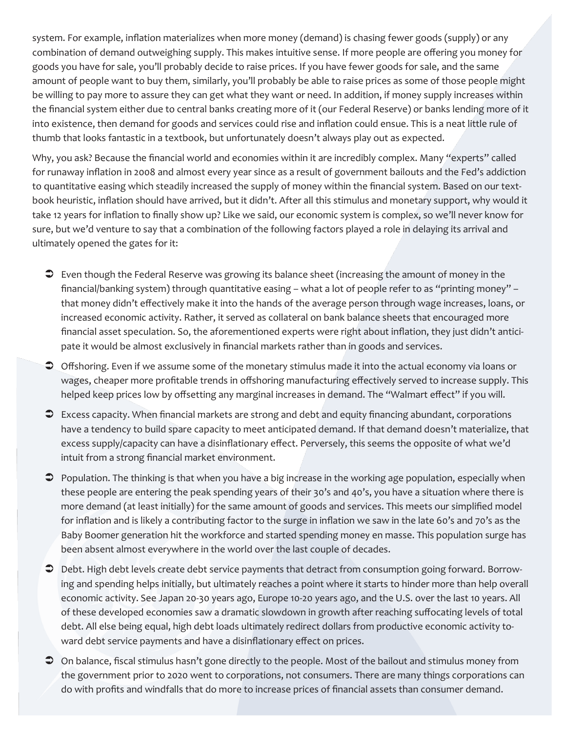system. For example, inflation materializes when more money (demand) is chasing fewer goods (supply) or any combination of demand outweighing supply. This makes intuitive sense. If more people are offering you money for goods you have for sale, you'll probably decide to raise prices. If you have fewer goods for sale, and the same amount of people want to buy them, similarly, you'll probably be able to raise prices as some of those people might be willing to pay more to assure they can get what they want or need. In addition, if money supply increases within the financial system either due to central banks creating more of it (our Federal Reserve) or banks lending more of it into existence, then demand for goods and services could rise and inflation could ensue. This is a neat little rule of thumb that looks fantastic in a textbook, but unfortunately doesn't always play out as expected.

Why, you ask? Because the financial world and economies within it are incredibly complex. Many "experts" called for runaway inflation in 2008 and almost every year since as a result of government bailouts and the Fed's addiction to quantitative easing which steadily increased the supply of money within the financial system. Based on our textbook heuristic, inflation should have arrived, but it didn't. After all this stimulus and monetary support, why would it take 12 years for inflation to finally show up? Like we said, our economic system is complex, so we'll never know for sure, but we'd venture to say that a combination of the following factors played a role in delaying its arrival and ultimately opened the gates for it:

- Even though the Federal Reserve was growing its balance sheet (increasing the amount of money in the financial/banking system) through quantitative easing – what a lot of people refer to as "printing money" – that money didn't effectively make it into the hands of the average person through wage increases, loans, or increased economic activity. Rather, it served as collateral on bank balance sheets that encouraged more financial asset speculation. So, the aforementioned experts were right about inflation, they just didn't anticipate it would be almost exclusively in financial markets rather than in goods and services.
- Offshoring. Even if we assume some of the monetary stimulus made it into the actual economy via loans or wages, cheaper more profitable trends in offshoring manufacturing effectively served to increase supply. This helped keep prices low by offsetting any marginal increases in demand. The "Walmart effect" if you will.
- Excess capacity. When financial markets are strong and debt and equity financing abundant, corporations have a tendency to build spare capacity to meet anticipated demand. If that demand doesn't materialize, that excess supply/capacity can have a disinflationary effect. Perversely, this seems the opposite of what we'd intuit from a strong financial market environment.
- Population. The thinking is that when you have a big increase in the working age population, especially when these people are entering the peak spending years of their 30's and 40's, you have a situation where there is more demand (at least initially) for the same amount of goods and services. This meets our simplified model for inflation and is likely a contributing factor to the surge in inflation we saw in the late 60's and 70's as the Baby Boomer generation hit the workforce and started spending money en masse. This population surge has been absent almost everywhere in the world over the last couple of decades.
- Debt. High debt levels create debt service payments that detract from consumption going forward. Borrowing and spending helps initially, but ultimately reaches a point where it starts to hinder more than help overall economic activity. See Japan 20-30 years ago, Europe 10-20 years ago, and the U.S. over the last 10 years. All of these developed economies saw a dramatic slowdown in growth after reaching suffocating levels of total debt. All else being equal, high debt loads ultimately redirect dollars from productive economic activity toward debt service payments and have a disinflationary effect on prices.
- On balance, fiscal stimulus hasn't gone directly to the people. Most of the bailout and stimulus money from the government prior to 2020 went to corporations, not consumers. There are many things corporations can do with profits and windfalls that do more to increase prices of financial assets than consumer demand.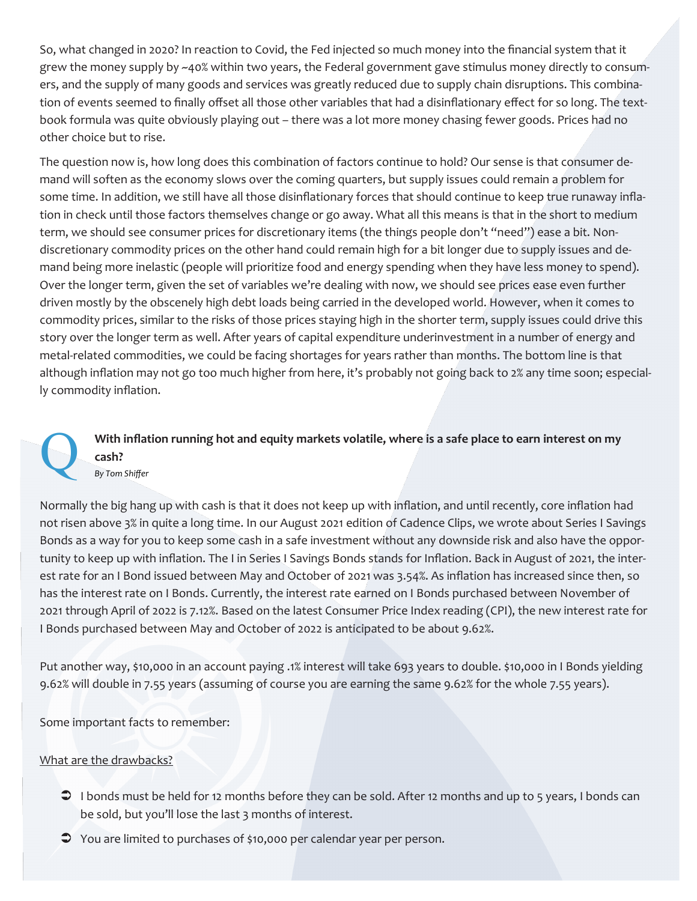So, what changed in 2020? In reaction to Covid, the Fed injected so much money into the financial system that it grew the money supply by ~40% within two years, the Federal government gave stimulus money directly to consumers, and the supply of many goods and services was greatly reduced due to supply chain disruptions. This combination of events seemed to finally offset all those other variables that had a disinflationary effect for so long. The textbook formula was quite obviously playing out – there was a lot more money chasing fewer goods. Prices had no other choice but to rise.

The question now is, how long does this combination of factors continue to hold? Our sense is that consumer demand will soften as the economy slows over the coming quarters, but supply issues could remain a problem for some time. In addition, we still have all those disinflationary forces that should continue to keep true runaway inflation in check until those factors themselves change or go away. What all this means is that in the short to medium term, we should see consumer prices for discretionary items (the things people don't "need") ease a bit. Non-discretionary commodity prices on the other hand could remain high for a bit longer due to supply issues and demand being more inelastic (people will prioritize food and energy spending when they have less money to spend). Over the longer term, given the set of variables we're dealing with now, we should see prices ease even further driven mostly by the obscenely high debt loads being carried in the developed world. However, when it comes to commodity prices, similar to the risks of those prices staying high in the shorter term, supply issues could drive this story over the longer term as well. After years of capital expenditure underinvestment in a number of energy and metal-related commodities, we could be facing shortages for years rather than months. The bottom line is that although inflation may not go too much higher from here, it's probably not going back to 2% any time soon; especially commodity inflation.

## Q: With inflation running hot and equity markets volatile, where is a safe place to earn interest on my cash?

*By Tom Shiffer*

Normally the big hang up with cash is that it does not keep up with inflation, and until recently, core inflation had not risen above 3% in quite a long time. In our August 2021 edition of Cadence Clips, we wrote about Series I Savings Bonds as a way for you to keep some cash in a safe investment without any downside risk and also have the opportunity to keep up with inflation. The I in Series I Savings Bonds stands for Inflation. Back in August of 2021, the interest rate for an I Bond issued between May and October of 2021 was 3.54%. As inflation has increased since then, so has the interest rate on I Bonds. Currently, the interest rate earned on I Bonds purchased between November of 2021 through April of 2022 is 7.12%. Based on the latest Consumer Price Index reading (CPI), the new interest rate for I Bonds purchased between May and October of 2022 is anticipated to be about 9.62%.

Put another way, $10,000 in an account paying .1% interest will take 693 years to double. $10,000 in I Bonds yielding 9.62% will double in 7.55 years (assuming of course you are earning the same 9.62% for the whole 7.55 years).

Some important facts to remember:

What are the drawbacks?

- I bonds must be held for 12 months before they can be sold. After 12 months and up to 5 years, I bonds can be sold, but you'll lose the last 3 months of interest.
- You are limited to purchases of $10,000 per calendar year per person.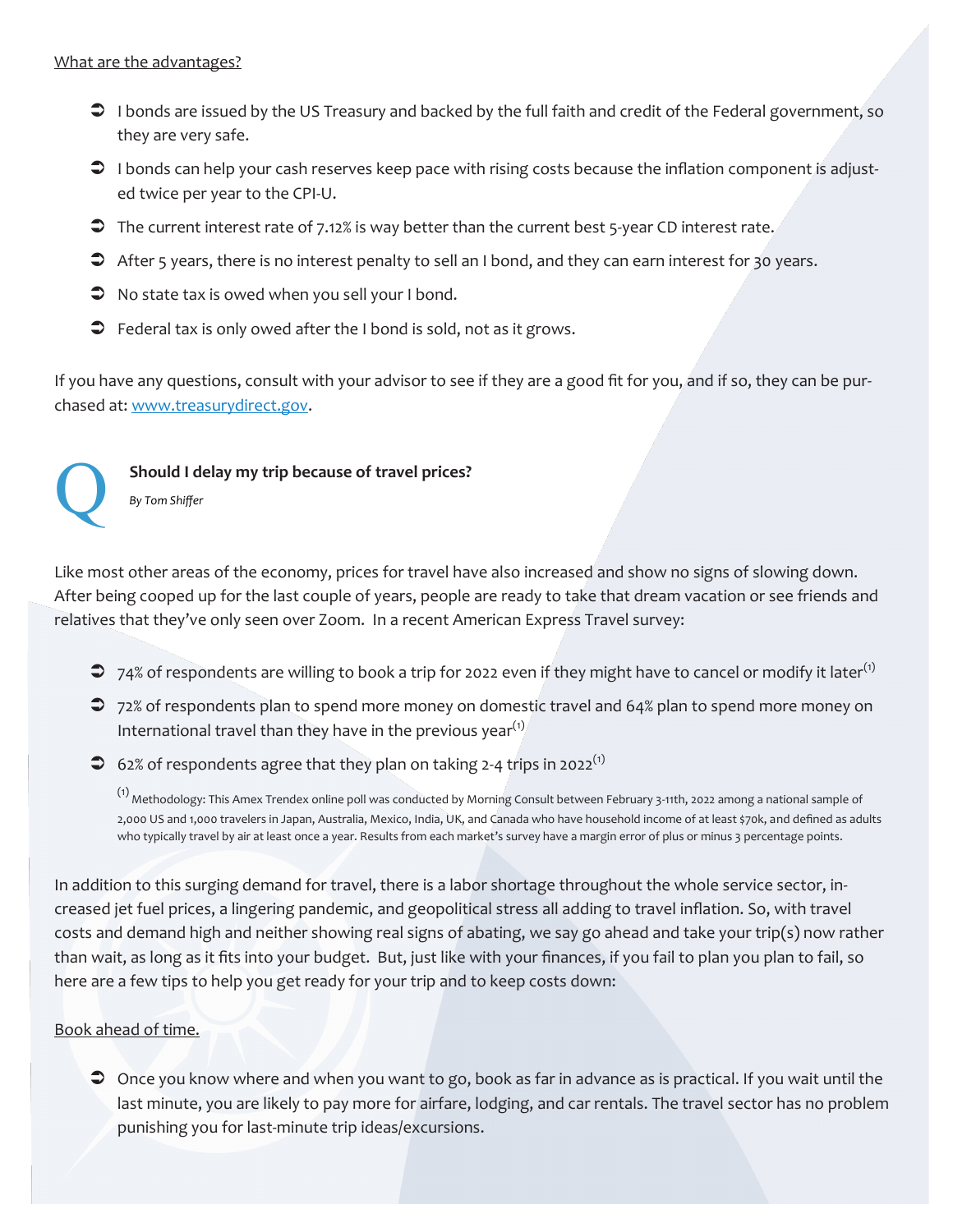What are the advantages?

- I bonds are issued by the US Treasury and backed by the full faith and credit of the Federal government, so they are very safe.
- I bonds can help your cash reserves keep pace with rising costs because the inflation component is adjusted twice per year to the CPI-U.
- The current interest rate of 7.12% is way better than the current best 5-year CD interest rate.
- After 5 years, there is no interest penalty to sell an I bond, and they can earn interest for 30 years.
- No state tax is owed when you sell your I bond.
- Federal tax is only owed after the I bond is sold, not as it grows.

If you have any questions, consult with your advisor to see if they are a good fit for you, and if so, they can be purchased at: [www.treasurydirect.gov](http://www.treasurydirect.gov).

## Q Should I delay my trip because of travel prices?

*By Tom Shiffer*

Like most other areas of the economy, prices for travel have also increased and show no signs of slowing down. After being cooped up for the last couple of years, people are ready to take that dream vacation or see friends and relatives that they've only seen over Zoom. In a recent American Express Travel survey:

- 74% of respondents are willing to book a trip for 2022 even if they might have to cancel or modify it later[1]
- 72% of respondents plan to spend more money on domestic travel and 64% plan to spend more money on International travel than they have in the previous year[1]
- 62% of respondents agree that they plan on taking 2-4 trips in 2022[1]

[1] Methodology: This Amex Trendex online poll was conducted by Morning Consult between February 3-11th, 2022 among a national sample of 2,000 US and 1,000 travelers in Japan, Australia, Mexico, India, UK, and Canada who have household income of at least $70k, and defined as adults who typically travel by air at least once a year. Results from each market's survey have a margin error of plus or minus 3 percentage points.

In addition to this surging demand for travel, there is a labor shortage throughout the whole service sector, increased jet fuel prices, a lingering pandemic, and geopolitical stress all adding to travel inflation. So, with travel costs and demand high and neither showing real signs of abating, we say go ahead and take your trip(s) now rather than wait, as long as it fits into your budget. But, just like with your finances, if you fail to plan you plan to fail, so here are a few tips to help you get ready for your trip and to keep costs down:

Book ahead of time.

- Once you know where and when you want to go, book as far in advance as is practical. If you wait until the last minute, you are likely to pay more for airfare, lodging, and car rentals. The travel sector has no problem punishing you for last-minute trip ideas/excursions.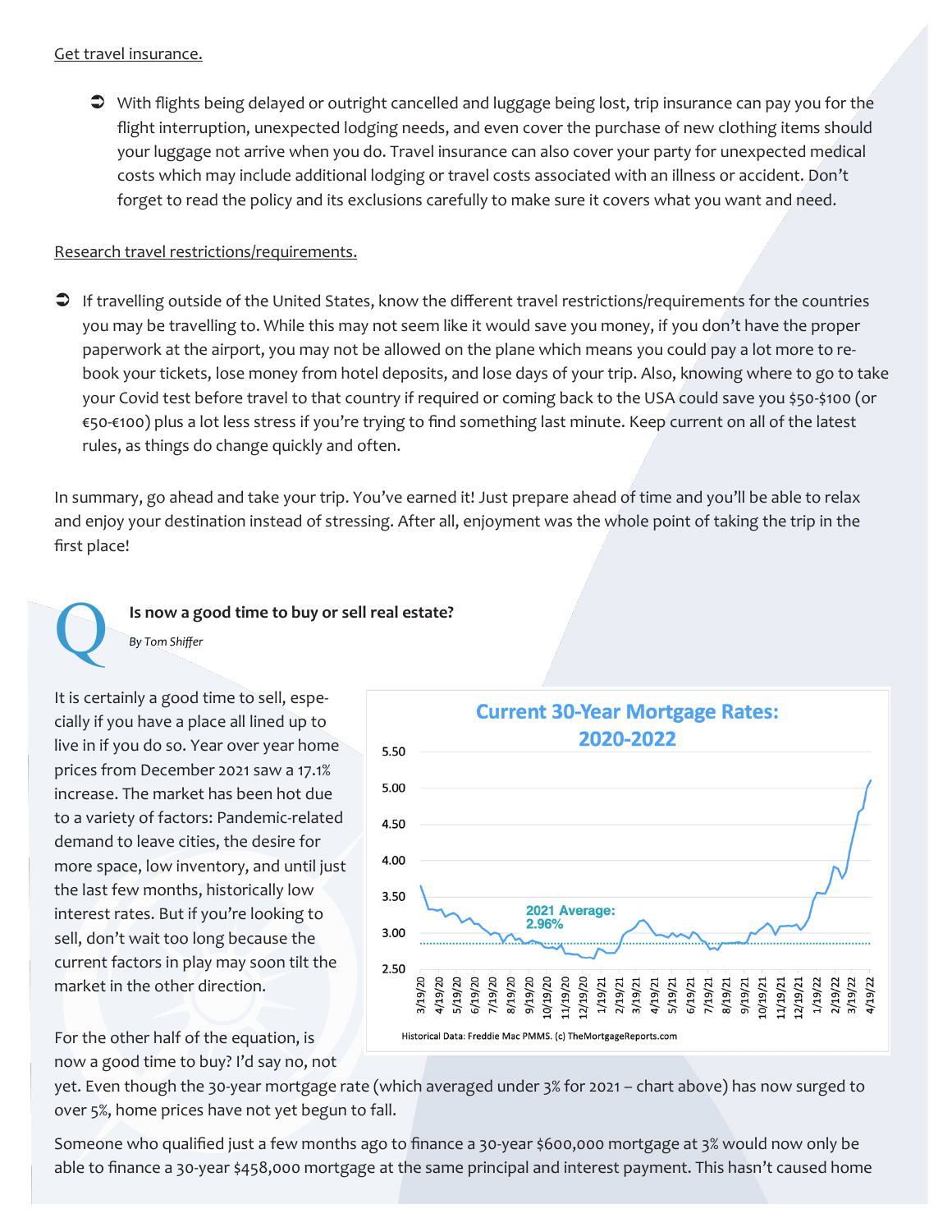Get travel insurance.

- With flights being delayed or outright cancelled and luggage being lost, trip insurance can pay you for the flight interruption, unexpected lodging needs, and even cover the purchase of new clothing items should your luggage not arrive when you do. Travel insurance can also cover your party for unexpected medical costs which may include additional lodging or travel costs associated with an illness or accident. Don't forget to read the policy and its exclusions carefully to make sure it covers what you want and need.

Research travel restrictions/requirements.

- If travelling outside of the United States, know the different travel restrictions/requirements for the countries you may be travelling to. While this may not seem like it would save you money, if you don't have the proper paperwork at the airport, you may not be allowed on the plane which means you could pay a lot more to re-book your tickets, lose money from hotel deposits, and lose days of your trip. Also, knowing where to go to take your Covid test before travel to that country if required or coming back to the USA could save you $50-$100 (or €50-€100) plus a lot less stress if you're trying to find something last minute. Keep current on all of the latest rules, as things do change quickly and often.

In summary, go ahead and take your trip. You've earned it! Just prepare ahead of time and you'll be able to relax and enjoy your destination instead of stressing. After all, enjoyment was the whole point of taking the trip in the first place!

## Q Is now a good time to buy or sell real estate?

*By Tom Shiffer*

It is certainly a good time to sell, especially if you have a place all lined up to live in if you do so. Year over year home prices from December 2021 saw a 17.1% increase. The market has been hot due to a variety of factors: Pandemic-related demand to leave cities, the desire for more space, low inventory, and until just the last few months, historically low interest rates. But if you're looking to sell, don't wait too long because the current factors in play may soon tilt the market in the other direction.

**Current 30-Year Mortgage Rates: 2020-2022**

2021 Average: 2.96%

Historical Data: Freddie Mac PMMS. (c) TheMortgageReports.com

For the other half of the equation, is now a good time to buy? I'd say no, not yet. Even though the 30-year mortgage rate (which averaged under 3% for 2021 – chart above) has now surged to over 5%, home prices have not yet begun to fall.

Someone who qualified just a few months ago to finance a 30-year $600,000 mortgage at 3% would now only be able to finance a 30-year $458,000 mortgage at the same principal and interest payment. This hasn't caused home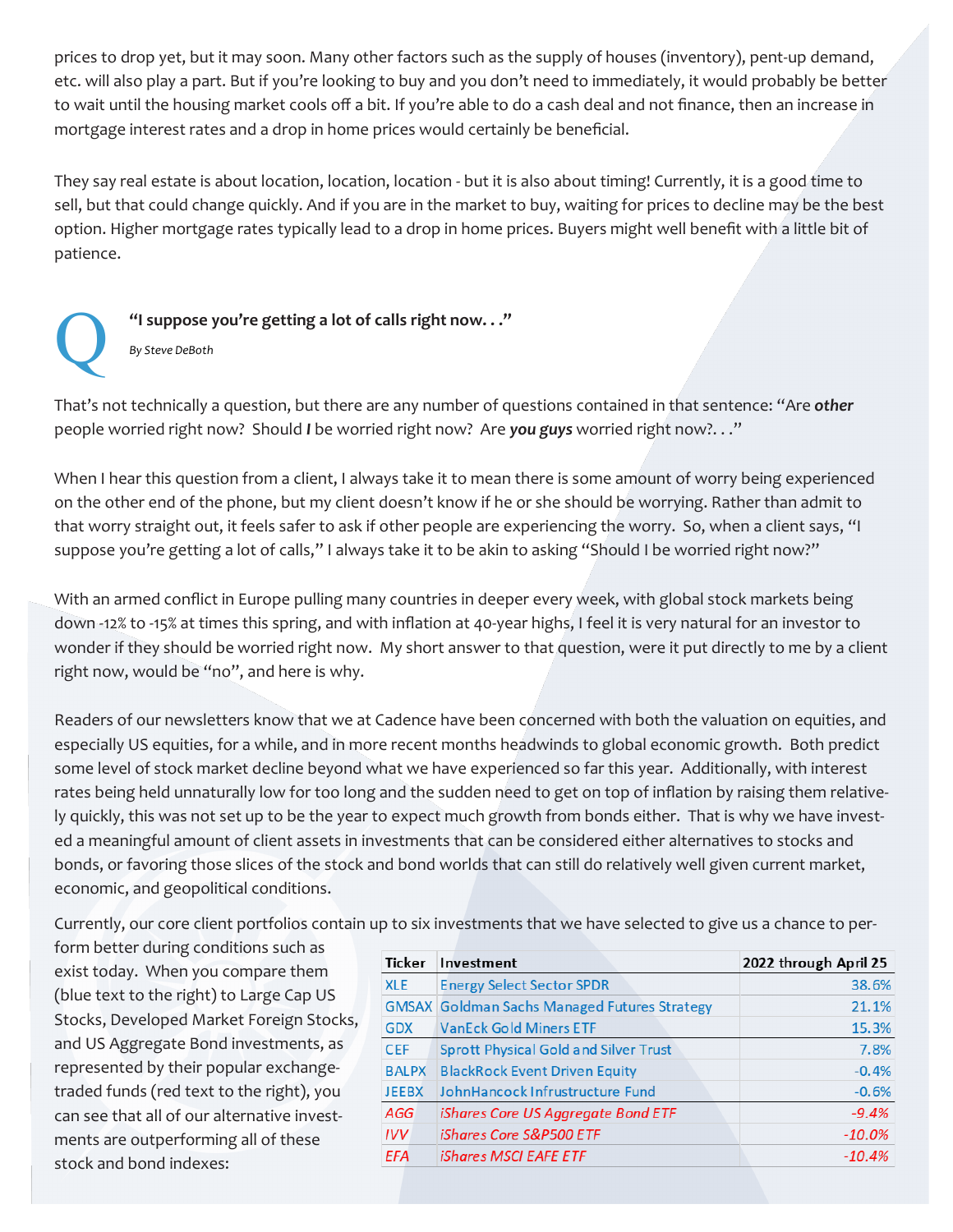prices to drop yet, but it may soon. Many other factors such as the supply of houses (inventory), pent-up demand, etc. will also play a part. But if you're looking to buy and you don't need to immediately, it would probably be better to wait until the housing market cools off a bit. If you're able to do a cash deal and not finance, then an increase in mortgage interest rates and a drop in home prices would certainly be beneficial.

They say real estate is about location, location, location - but it is also about timing! Currently, it is a good time to sell, but that could change quickly. And if you are in the market to buy, waiting for prices to decline may be the best option. Higher mortgage rates typically lead to a drop in home prices. Buyers might well benefit with a little bit of patience.

## Q "I suppose you're getting a lot of calls right now. . ."

*By Steve DeBoth*

That's not technically a question, but there are any number of questions contained in that sentence: "Are ***other*** people worried right now? Should ***I*** be worried right now? Are ***you guys*** worried right now?. . ."

When I hear this question from a client, I always take it to mean there is some amount of worry being experienced on the other end of the phone, but my client doesn't know if he or she should be worrying. Rather than admit to that worry straight out, it feels safer to ask if other people are experiencing the worry. So, when a client says, "I suppose you're getting a lot of calls," I always take it to be akin to asking "Should I be worried right now?"

With an armed conflict in Europe pulling many countries in deeper every week, with global stock markets being down -12% to -15% at times this spring, and with inflation at 40-year highs, I feel it is very natural for an investor to wonder if they should be worried right now. My short answer to that question, were it put directly to me by a client right now, would be "no", and here is why.

Readers of our newsletters know that we at Cadence have been concerned with both the valuation on equities, and especially US equities, for a while, and in more recent months headwinds to global economic growth. Both predict some level of stock market decline beyond what we have experienced so far this year. Additionally, with interest rates being held unnaturally low for too long and the sudden need to get on top of inflation by raising them relatively quickly, this was not set up to be the year to expect much growth from bonds either. That is why we have invested a meaningful amount of client assets in investments that can be considered either alternatives to stocks and bonds, or favoring those slices of the stock and bond worlds that can still do relatively well given current market, economic, and geopolitical conditions.

Currently, our core client portfolios contain up to six investments that we have selected to give us a chance to perform better during conditions such as exist today. When you compare them (blue text to the right) to Large Cap US Stocks, Developed Market Foreign Stocks, and US Aggregate Bond investments, as represented by their popular exchange-traded funds (red text to the right), you can see that all of our alternative investments are outperforming all of these stock and bond indexes:

| Ticker | Investment | 2022 through April 25 |
|---|---|---|
| XLE | Energy Select Sector SPDR | 38.6% |
| GMSAX | Goldman Sachs Managed Futures Strategy | 21.1% |
| GDX | VanEck Gold Miners ETF | 15.3% |
| CEF | Sprott Physical Gold and Silver Trust | 7.8% |
| BALPX | BlackRock Event Driven Equity | -0.4% |
| JEEBX | JohnHancock Infrastructure Fund | -0.6% |
| *AGG* | *iShares Core US Aggregate Bond ETF* | *-9.4%* |
| *IVV* | *iShares Core S&P500 ETF* | *-10.0%* |
| *EFA* | *iShares MSCI EAFE ETF* | *-10.4%* |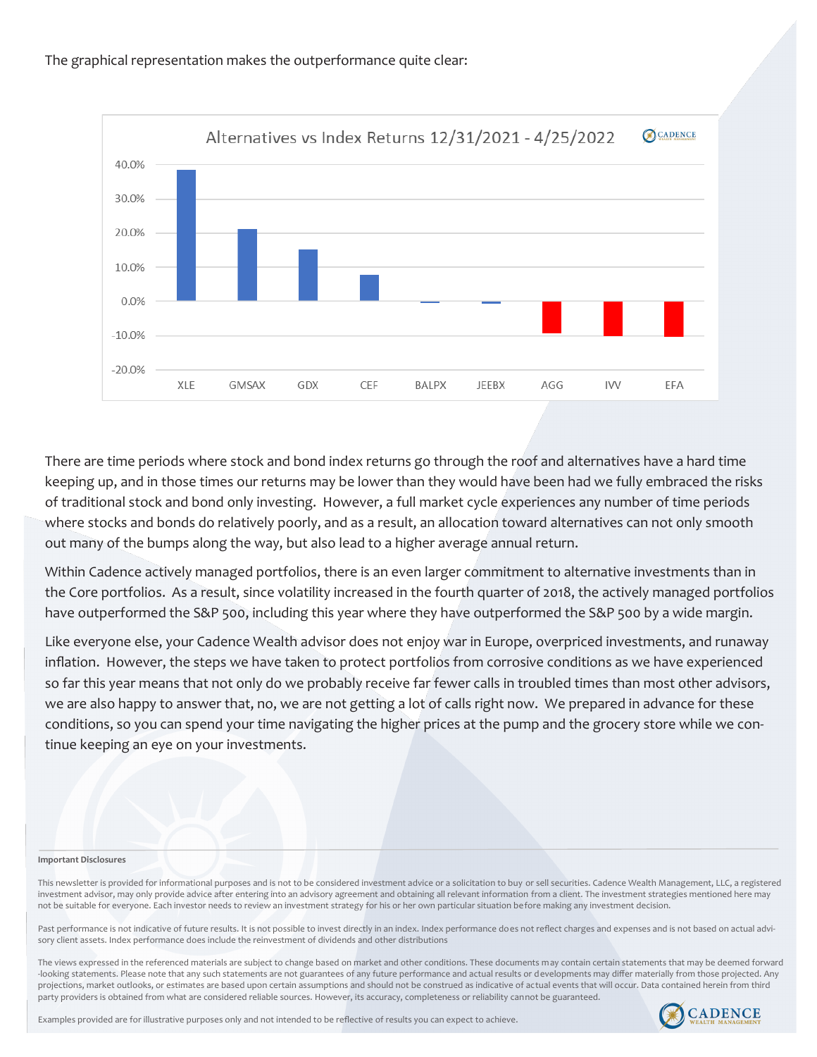The graphical representation makes the outperformance quite clear:

Alternatives vs Index Returns 12/31/2021 - 4/25/2022

CADENCE WEALTH MANAGEMENT

40.0%
30.0%
20.0%
10.0%
0.0%
-10.0%
-20.0%

XLE
GMSAX
GDX
CEF
BALPX
JEEBX
AGG
IVV
EFA

There are time periods where stock and bond index returns go through the roof and alternatives have a hard time keeping up, and in those times our returns may be lower than they would have been had we fully embraced the risks of traditional stock and bond only investing. However, a full market cycle experiences any number of time periods where stocks and bonds do relatively poorly, and as a result, an allocation toward alternatives can not only smooth out many of the bumps along the way, but also lead to a higher average annual return.

Within Cadence actively managed portfolios, there is an even larger commitment to alternative investments than in the Core portfolios. As a result, since volatility increased in the fourth quarter of 2018, the actively managed portfolios have outperformed the S&P 500, including this year where they have outperformed the S&P 500 by a wide margin.

Like everyone else, your Cadence Wealth advisor does not enjoy war in Europe, overpriced investments, and runaway inflation. However, the steps we have taken to protect portfolios from corrosive conditions as we have experienced so far this year means that not only do we probably receive far fewer calls in troubled times than most other advisors, we are also happy to answer that, no, we are not getting a lot of calls right now. We prepared in advance for these conditions, so you can spend your time navigating the higher prices at the pump and the grocery store while we continue keeping an eye on your investments.

**Important Disclosures**

This newsletter is provided for informational purposes and is not to be considered investment advice or a solicitation to buy or sell securities. Cadence Wealth Management, LLC, a registered investment advisor, may only provide advice after entering into an advisory agreement and obtaining all relevant information from a client. The investment strategies mentioned here may not be suitable for everyone. Each investor needs to review an investment strategy for his or her own particular situation before making any investment decision.

Past performance is not indicative of future results. It is not possible to invest directly in an index. Index performance does not reflect charges and expenses and is not based on actual advisory client assets. Index performance does include the reinvestment of dividends and other distributions

The views expressed in the referenced materials are subject to change based on market and other conditions. These documents may contain certain statements that may be deemed forward-looking statements. Please note that any such statements are not guarantees of any future performance and actual results or developments may differ materially from those projected. Any projections, market outlooks, or estimates are based upon certain assumptions and should not be construed as indicative of actual events that will occur. Data contained herein from third party providers is obtained from what are considered reliable sources. However, its accuracy, completeness or reliability cannot be guaranteed.

Examples provided are for illustrative purposes only and not intended to be reflective of results you can expect to achieve.

CADENCE WEALTH MANAGEMENT